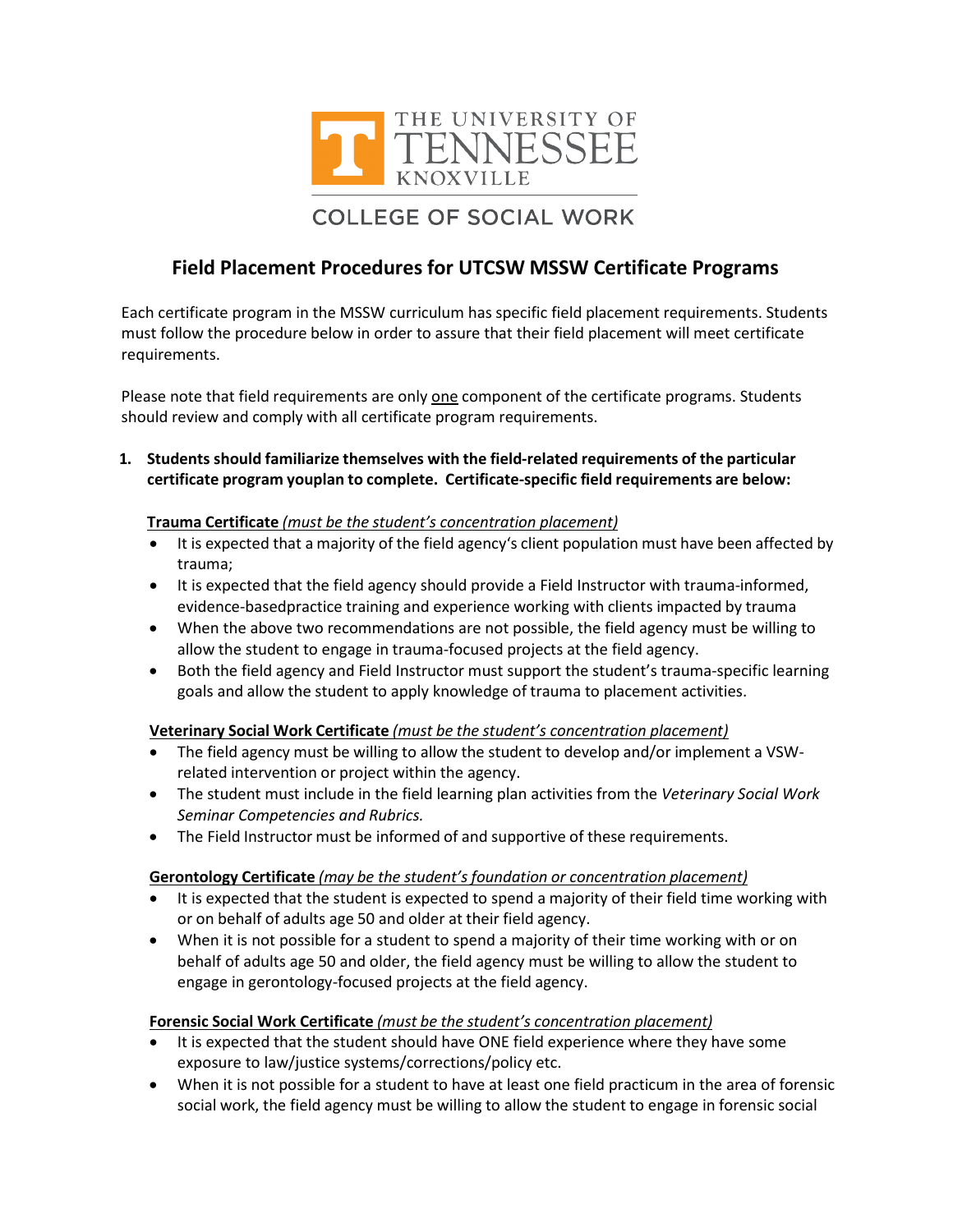THE UNIVERSITY OF TENNESSEE KNOXVILLE

COLLEGE OF SOCIAL WORK

# Field Placement Procedures for UTCSW MSSW Certificate Programs

Each certificate program in the MSSW curriculum has specific field placement requirements. Students must follow the procedure below in order to assure that their field placement will meet certificate requirements.

Please note that field requirements are only <u>one</u> component of the certificate programs. Students should review and comply with all certificate program requirements.

1. **Students should familiarize themselves with the field-related requirements of the particular certificate program youplan to complete. Certificate-specific field requirements are below:**

   **<u>Trauma Certificate</u>** *<u>(must be the student's concentration placement)</u>*
   - It is expected that a majority of the field agency's client population must have been affected by trauma;
   - It is expected that the field agency should provide a Field Instructor with trauma-informed, evidence-basedpractice training and experience working with clients impacted by trauma
   - When the above two recommendations are not possible, the field agency must be willing to allow the student to engage in trauma-focused projects at the field agency.
   - Both the field agency and Field Instructor must support the student's trauma-specific learning goals and allow the student to apply knowledge of trauma to placement activities.

   **<u>Veterinary Social Work Certificate</u>** *<u>(must be the student's concentration placement)</u>*
   - The field agency must be willing to allow the student to develop and/or implement a VSW-related intervention or project within the agency.
   - The student must include in the field learning plan activities from the *Veterinary Social Work Seminar Competencies and Rubrics.*
   - The Field Instructor must be informed of and supportive of these requirements.

   **<u>Gerontology Certificate</u>** *<u>(may be the student's foundation or concentration placement)</u>*
   - It is expected that the student is expected to spend a majority of their field time working with or on behalf of adults age 50 and older at their field agency.
   - When it is not possible for a student to spend a majority of their time working with or on behalf of adults age 50 and older, the field agency must be willing to allow the student to engage in gerontology-focused projects at the field agency.

   **<u>Forensic Social Work Certificate</u>** *<u>(must be the student's concentration placement)</u>*
   - It is expected that the student should have ONE field experience where they have some exposure to law/justice systems/corrections/policy etc.
   - When it is not possible for a student to have at least one field practicum in the area of forensic social work, the field agency must be willing to allow the student to engage in forensic social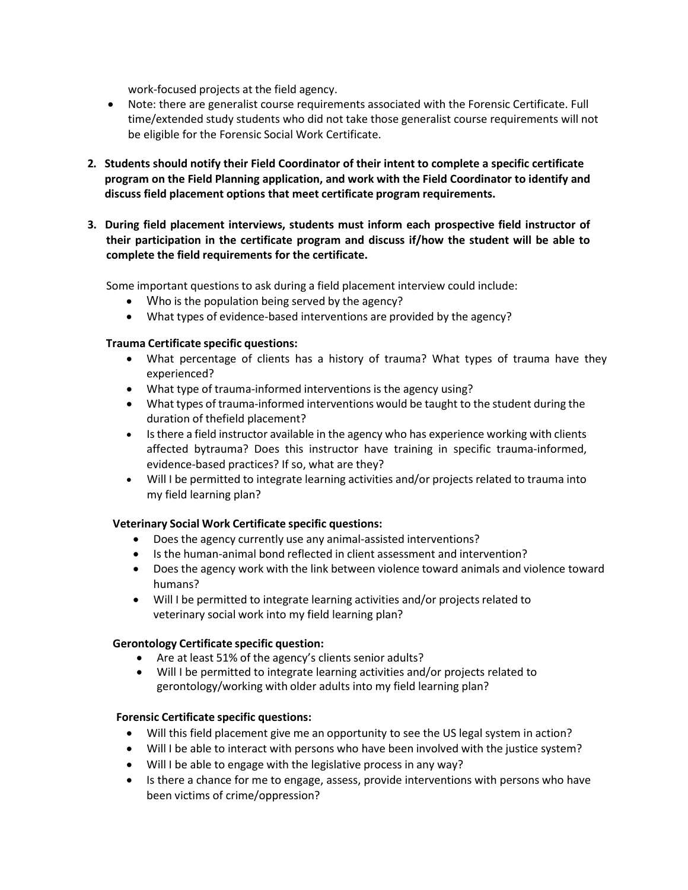work-focused projects at the field agency.

- Note: there are generalist course requirements associated with the Forensic Certificate. Full time/extended study students who did not take those generalist course requirements will not be eligible for the Forensic Social Work Certificate.

2. **Students should notify their Field Coordinator of their intent to complete a specific certificate program on the Field Planning application, and work with the Field Coordinator to identify and discuss field placement options that meet certificate program requirements.**

3. **During field placement interviews, students must inform each prospective field instructor of their participation in the certificate program and discuss if/how the student will be able to complete the field requirements for the certificate.**

   Some important questions to ask during a field placement interview could include:
   - Who is the population being served by the agency?
   - What types of evidence-based interventions are provided by the agency?

   **Trauma Certificate specific questions:**
   - What percentage of clients has a history of trauma? What types of trauma have they experienced?
   - What type of trauma-informed interventions is the agency using?
   - What types of trauma-informed interventions would be taught to the student during the duration of thefield placement?
   - Is there a field instructor available in the agency who has experience working with clients affected bytrauma? Does this instructor have training in specific trauma-informed, evidence-based practices? If so, what are they?
   - Will I be permitted to integrate learning activities and/or projects related to trauma into my field learning plan?

   **Veterinary Social Work Certificate specific questions:**
   - Does the agency currently use any animal-assisted interventions?
   - Is the human-animal bond reflected in client assessment and intervention?
   - Does the agency work with the link between violence toward animals and violence toward humans?
   - Will I be permitted to integrate learning activities and/or projects related to veterinary social work into my field learning plan?

   **Gerontology Certificate specific question:**
   - Are at least 51% of the agency's clients senior adults?
   - Will I be permitted to integrate learning activities and/or projects related to gerontology/working with older adults into my field learning plan?

   **Forensic Certificate specific questions:**
   - Will this field placement give me an opportunity to see the US legal system in action?
   - Will I be able to interact with persons who have been involved with the justice system?
   - Will I be able to engage with the legislative process in any way?
   - Is there a chance for me to engage, assess, provide interventions with persons who have been victims of crime/oppression?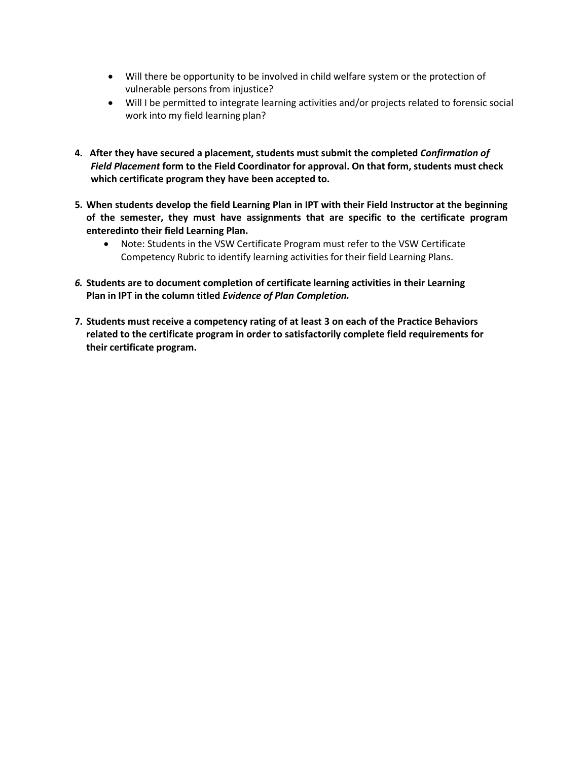- Will there be opportunity to be involved in child welfare system or the protection of vulnerable persons from injustice?
- Will I be permitted to integrate learning activities and/or projects related to forensic social work into my field learning plan?

4. **After they have secured a placement, students must submit the completed *Confirmation of Field Placement* form to the Field Coordinator for approval. On that form, students must check which certificate program they have been accepted to.**

5. **When students develop the field Learning Plan in IPT with their Field Instructor at the beginning of the semester, they must have assignments that are specific to the certificate program enteredinto their field Learning Plan.**
   - Note: Students in the VSW Certificate Program must refer to the VSW Certificate Competency Rubric to identify learning activities for their field Learning Plans.

6. **Students are to document completion of certificate learning activities in their Learning Plan in IPT in the column titled *Evidence of Plan Completion.***

7. **Students must receive a competency rating of at least 3 on each of the Practice Behaviors related to the certificate program in order to satisfactorily complete field requirements for their certificate program.**